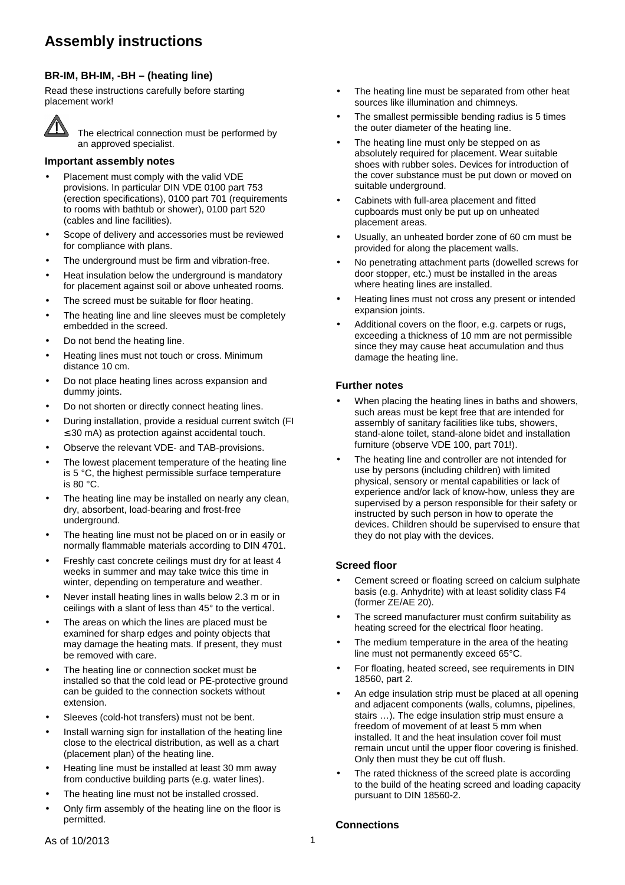# Assembly instructions

### BR-IM, BH-IM, -BH – (heating line)

Read these instructions carefully before starting placement work!

⚠ The electrical connection must be performed by an approved specialist.

### Important assembly notes

- Placement must comply with the valid VDE provisions. In particular DIN VDE 0100 part 753 (erection specifications), 0100 part 701 (requirements to rooms with bathtub or shower), 0100 part 520 (cables and line facilities).
- Scope of delivery and accessories must be reviewed for compliance with plans.
- The underground must be firm and vibration-free.
- Heat insulation below the underground is mandatory for placement against soil or above unheated rooms.
- The screed must be suitable for floor heating.
- The heating line and line sleeves must be completely embedded in the screed.
- Do not bend the heating line.
- Heating lines must not touch or cross. Minimum distance 10 cm.
- Do not place heating lines across expansion and dummy joints.
- Do not shorten or directly connect heating lines.
- During installation, provide a residual current switch (FI ≤30 mA) as protection against accidental touch.
- Observe the relevant VDE- and TAB-provisions.
- The lowest placement temperature of the heating line is 5 °C, the highest permissible surface temperature is 80 °C.
- The heating line may be installed on nearly any clean, dry, absorbent, load-bearing and frost-free underground.
- The heating line must not be placed on or in easily or normally flammable materials according to DIN 4701.
- Freshly cast concrete ceilings must dry for at least 4 weeks in summer and may take twice this time in winter, depending on temperature and weather.
- Never install heating lines in walls below 2.3 m or in ceilings with a slant of less than 45° to the vertical.
- The areas on which the lines are placed must be examined for sharp edges and pointy objects that may damage the heating mats. If present, they must be removed with care.
- The heating line or connection socket must be installed so that the cold lead or PE-protective ground can be guided to the connection sockets without extension.
- Sleeves (cold-hot transfers) must not be bent.
- Install warning sign for installation of the heating line close to the electrical distribution, as well as a chart (placement plan) of the heating line.
- Heating line must be installed at least 30 mm away from conductive building parts (e.g. water lines).
- The heating line must not be installed crossed.
- Only firm assembly of the heating line on the floor is permitted.
- The heating line must be separated from other heat sources like illumination and chimneys.
- The smallest permissible bending radius is 5 times the outer diameter of the heating line.
- The heating line must only be stepped on as absolutely required for placement. Wear suitable shoes with rubber soles. Devices for introduction of the cover substance must be put down or moved on suitable underground.
- Cabinets with full-area placement and fitted cupboards must only be put up on unheated placement areas.
- Usually, an unheated border zone of 60 cm must be provided for along the placement walls.
- No penetrating attachment parts (dowelled screws for door stopper, etc.) must be installed in the areas where heating lines are installed.
- Heating lines must not cross any present or intended expansion joints.
- Additional covers on the floor, e.g. carpets or rugs, exceeding a thickness of 10 mm are not permissible since they may cause heat accumulation and thus damage the heating line.

### Further notes

- When placing the heating lines in baths and showers, such areas must be kept free that are intended for assembly of sanitary facilities like tubs, showers, stand-alone toilet, stand-alone bidet and installation furniture (observe VDE 100, part 701!).
- The heating line and controller are not intended for use by persons (including children) with limited physical, sensory or mental capabilities or lack of experience and/or lack of know-how, unless they are supervised by a person responsible for their safety or instructed by such person in how to operate the devices. Children should be supervised to ensure that they do not play with the devices.

### Screed floor

- Cement screed or floating screed on calcium sulphate basis (e.g. Anhydrite) with at least solidity class F4 (former ZE/AE 20).
- The screed manufacturer must confirm suitability as heating screed for the electrical floor heating.
- The medium temperature in the area of the heating line must not permanently exceed 65°C.
- For floating, heated screed, see requirements in DIN 18560, part 2.
- An edge insulation strip must be placed at all opening and adjacent components (walls, columns, pipelines, stairs …). The edge insulation strip must ensure a freedom of movement of at least 5 mm when installed. It and the heat insulation cover foil must remain uncut until the upper floor covering is finished. Only then must they be cut off flush.
- The rated thickness of the screed plate is according to the build of the heating screed and loading capacity pursuant to DIN 18560-2.

### Connections

As of 10/2013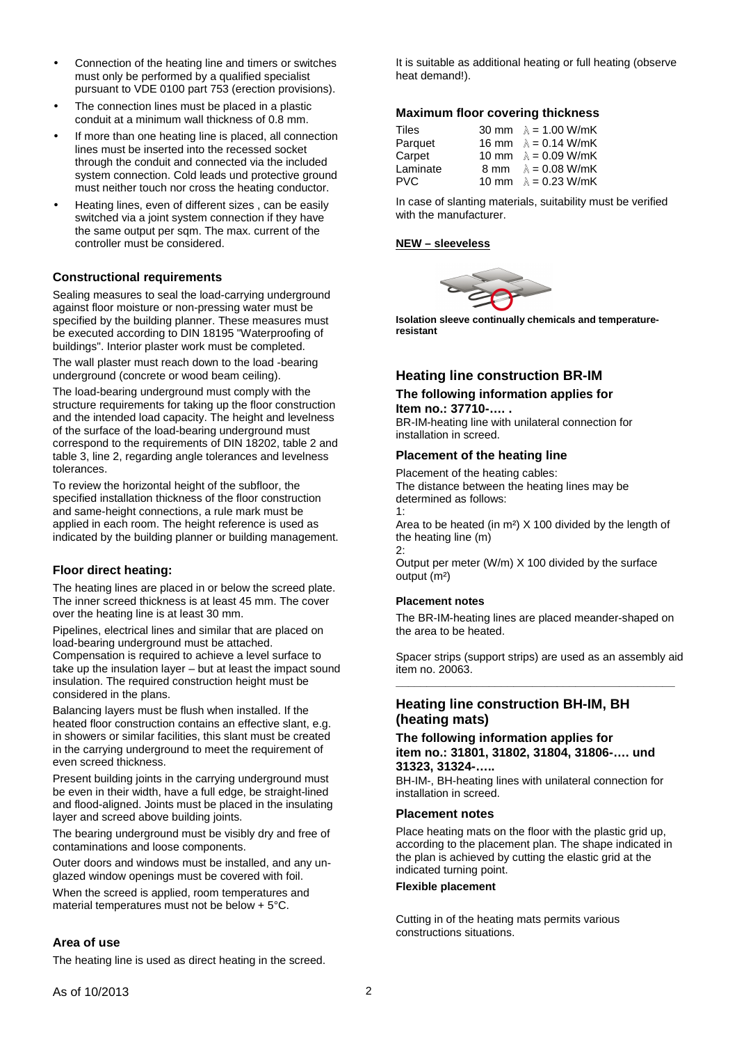- Connection of the heating line and timers or switches must only be performed by a qualified specialist pursuant to VDE 0100 part 753 (erection provisions).
- The connection lines must be placed in a plastic conduit at a minimum wall thickness of 0.8 mm.
- If more than one heating line is placed, all connection lines must be inserted into the recessed socket through the conduit and connected via the included system connection. Cold leads und protective ground must neither touch nor cross the heating conductor.
- Heating lines, even of different sizes , can be easily switched via a joint system connection if they have the same output per sqm. The max. current of the controller must be considered.

### Constructional requirements

Sealing measures to seal the load-carrying underground against floor moisture or non-pressing water must be specified by the building planner. These measures must be executed according to DIN 18195 "Waterproofing of buildings". Interior plaster work must be completed.

The wall plaster must reach down to the load -bearing underground (concrete or wood beam ceiling).

The load-bearing underground must comply with the structure requirements for taking up the floor construction and the intended load capacity. The height and levelness of the surface of the load-bearing underground must correspond to the requirements of DIN 18202, table 2 and table 3, line 2, regarding angle tolerances and levelness tolerances.

To review the horizontal height of the subfloor, the specified installation thickness of the floor construction and same-height connections, a rule mark must be applied in each room. The height reference is used as indicated by the building planner or building management.

### Floor direct heating:

The heating lines are placed in or below the screed plate. The inner screed thickness is at least 45 mm. The cover over the heating line is at least 30 mm.

Pipelines, electrical lines and similar that are placed on load-bearing underground must be attached. Compensation is required to achieve a level surface to take up the insulation layer – but at least the impact sound insulation. The required construction height must be considered in the plans.

Balancing layers must be flush when installed. If the heated floor construction contains an effective slant, e.g. in showers or similar facilities, this slant must be created in the carrying underground to meet the requirement of even screed thickness.

Present building joints in the carrying underground must be even in their width, have a full edge, be straight-lined and flood-aligned. Joints must be placed in the insulating layer and screed above building joints.

The bearing underground must be visibly dry and free of contaminations and loose components.

Outer doors and windows must be installed, and any un-glazed window openings must be covered with foil.

When the screed is applied, room temperatures and material temperatures must not be below + 5°C.

### Area of use

The heating line is used as direct heating in the screed.

It is suitable as additional heating or full heating (observe heat demand!).

### Maximum floor covering thickness

| | | |
|---|---|---|
| Tiles | 30 mm | $\lambda$ = 1.00 W/mK |
| Parquet | 16 mm | $\lambda$ = 0.14 W/mK |
| Carpet | 10 mm | $\lambda$ = 0.09 W/mK |
| Laminate | 8 mm | $\lambda$ = 0.08 W/mK |
| PVC | 10 mm | $\lambda$ = 0.23 W/mK |

In case of slanting materials, suitability must be verified with the manufacturer.

**NEW – sleeveless**

**Isolation sleeve continually chemicals and temperature-resistant**

## Heating line construction BR-IM

### The following information applies for Item no.: 37710-…. .

BR-IM-heating line with unilateral connection for installation in screed.

### Placement of the heating line

Placement of the heating cables:
The distance between the heating lines may be determined as follows:
1:
Area to be heated (in m²) X 100 divided by the length of the heating line (m)
2:
Output per meter (W/m) X 100 divided by the surface output (m²)

#### Placement notes

The BR-IM-heating lines are placed meander-shaped on the area to be heated.

Spacer strips (support strips) are used as an assembly aid item no. 20063.

---

## Heating line construction BH-IM, BH (heating mats)

### The following information applies for item no.: 31801, 31802, 31804, 31806-…. und 31323, 31324-…..

BH-IM-, BH-heating lines with unilateral connection for installation in screed.

### Placement notes

Place heating mats on the floor with the plastic grid up, according to the placement plan. The shape indicated in the plan is achieved by cutting the elastic grid at the indicated turning point.

#### Flexible placement

Cutting in of the heating mats permits various constructions situations.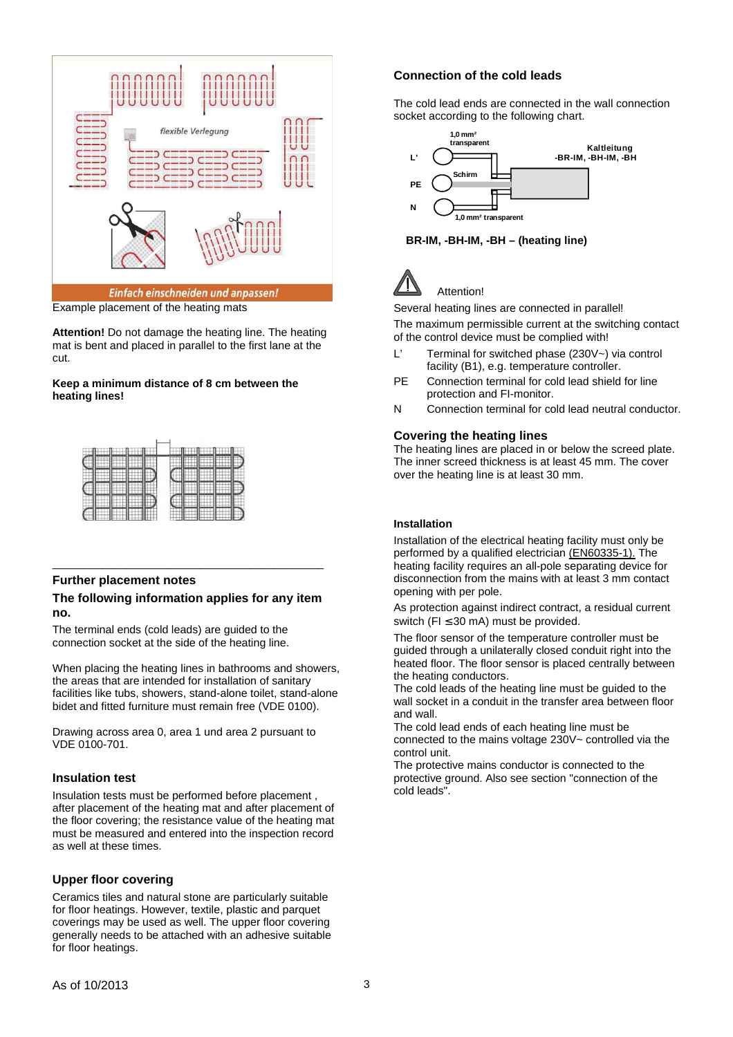Example placement of the heating mats

**Attention!** Do not damage the heating line. The heating mat is bent and placed in parallel to the first lane at the cut.

**Keep a minimum distance of 8 cm between the heating lines!**

## Further placement notes

### The following information applies for any item no.

The terminal ends (cold leads) are guided to the connection socket at the side of the heating line.

When placing the heating lines in bathrooms and showers, the areas that are intended for installation of sanitary facilities like tubs, showers, stand-alone toilet, stand-alone bidet and fitted furniture must remain free (VDE 0100).

Drawing across area 0, area 1 und area 2 pursuant to VDE 0100-701.

## Insulation test

Insulation tests must be performed before placement , after placement of the heating mat and after placement of the floor covering; the resistance value of the heating mat must be measured and entered into the inspection record as well at these times.

## Upper floor covering

Ceramics tiles and natural stone are particularly suitable for floor heatings. However, textile, plastic and parquet coverings may be used as well. The upper floor covering generally needs to be attached with an adhesive suitable for floor heatings.

## Connection of the cold leads

The cold lead ends are connected in the wall connection socket according to the following chart.

**BR-IM, -BH-IM, -BH – (heating line)**

Attention!

Several heating lines are connected in parallel!

The maximum permissible current at the switching contact of the control device must be complied with!

- L' Terminal for switched phase (230V~) via control facility (B1), e.g. temperature controller.
- PE Connection terminal for cold lead shield for line protection and FI-monitor.
- N Connection terminal for cold lead neutral conductor.

## Covering the heating lines

The heating lines are placed in or below the screed plate. The inner screed thickness is at least 45 mm. The cover over the heating line is at least 30 mm.

### Installation

Installation of the electrical heating facility must only be performed by a qualified electrician (EN60335-1). The heating facility requires an all-pole separating device for disconnection from the mains with at least 3 mm contact opening with per pole.

As protection against indirect contract, a residual current switch (FI ≤30 mA) must be provided.

The floor sensor of the temperature controller must be guided through a unilaterally closed conduit right into the heated floor. The floor sensor is placed centrally between the heating conductors.
The cold leads of the heating line must be guided to the wall socket in a conduit in the transfer area between floor and wall.
The cold lead ends of each heating line must be connected to the mains voltage 230V~ controlled via the control unit.
The protective mains conductor is connected to the protective ground. Also see section "connection of the cold leads".

As of 10/2013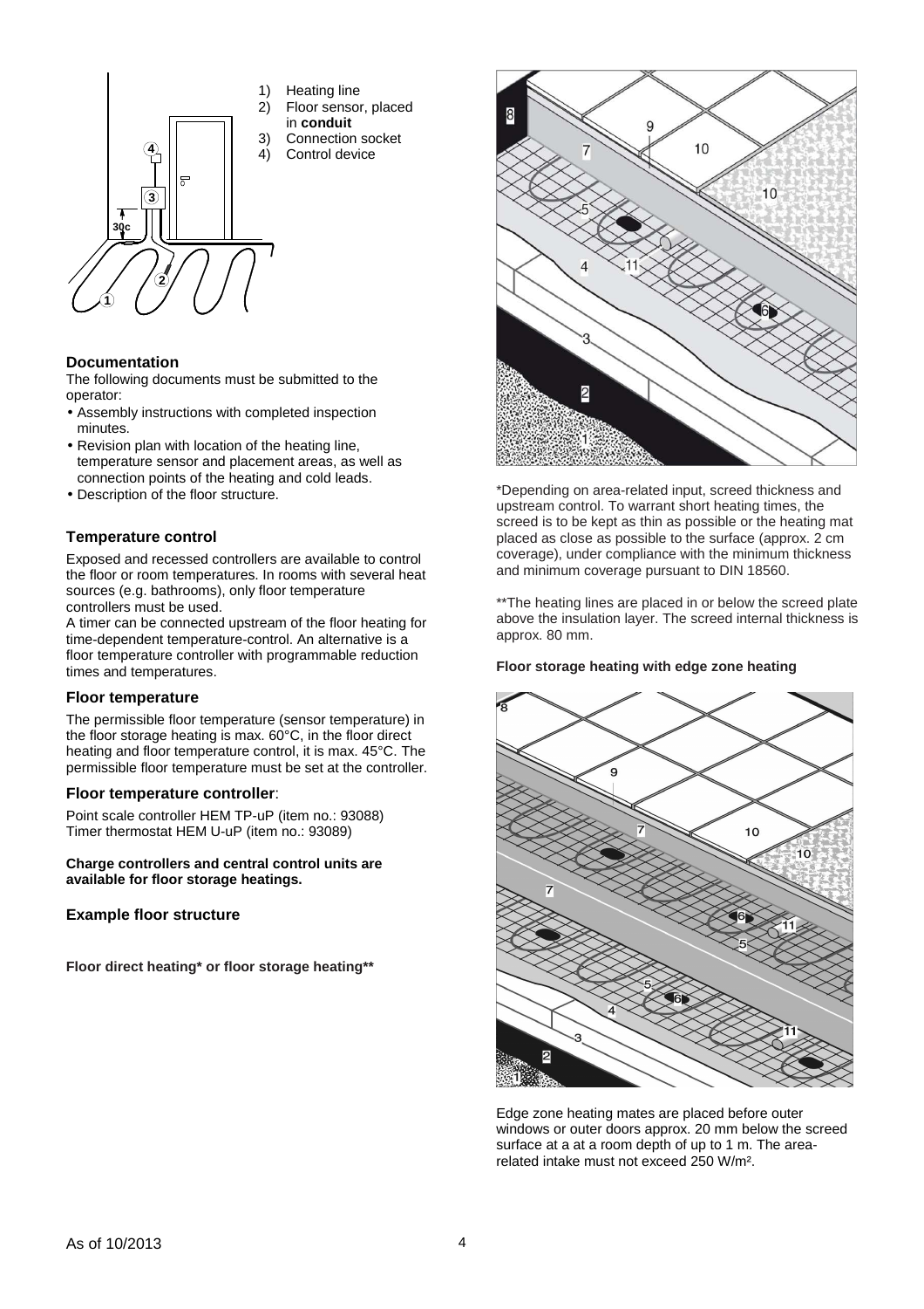1) Heating line
2) Floor sensor, placed in **conduit**
3) Connection socket
4) Control device

### Documentation

The following documents must be submitted to the operator:

- Assembly instructions with completed inspection minutes.
- Revision plan with location of the heating line, temperature sensor and placement areas, as well as connection points of the heating and cold leads.
- Description of the floor structure.

### Temperature control

Exposed and recessed controllers are available to control the floor or room temperatures. In rooms with several heat sources (e.g. bathrooms), only floor temperature controllers must be used.
A timer can be connected upstream of the floor heating for time-dependent temperature-control. An alternative is a floor temperature controller with programmable reduction times and temperatures.

### Floor temperature

The permissible floor temperature (sensor temperature) in the floor storage heating is max. 60°C, in the floor direct heating and floor temperature control, it is max. 45°C. The permissible floor temperature must be set at the controller.

### Floor temperature controller:

Point scale controller HEM TP-uP (item no.: 93088)
Timer thermostat HEM U-uP (item no.: 93089)

**Charge controllers and central control units are available for floor storage heatings.**

### Example floor structure

**Floor direct heating* or floor storage heating****

*Depending on area-related input, screed thickness and upstream control. To warrant short heating times, the screed is to be kept as thin as possible or the heating mat placed as close as possible to the surface (approx. 2 cm coverage), under compliance with the minimum thickness and minimum coverage pursuant to DIN 18560.

**The heating lines are placed in or below the screed plate above the insulation layer. The screed internal thickness is approx. 80 mm.

**Floor storage heating with edge zone heating**

Edge zone heating mates are placed before outer windows or outer doors approx. 20 mm below the screed surface at a at a room depth of up to 1 m. The area-related intake must not exceed 250 W/m².

As of 10/2013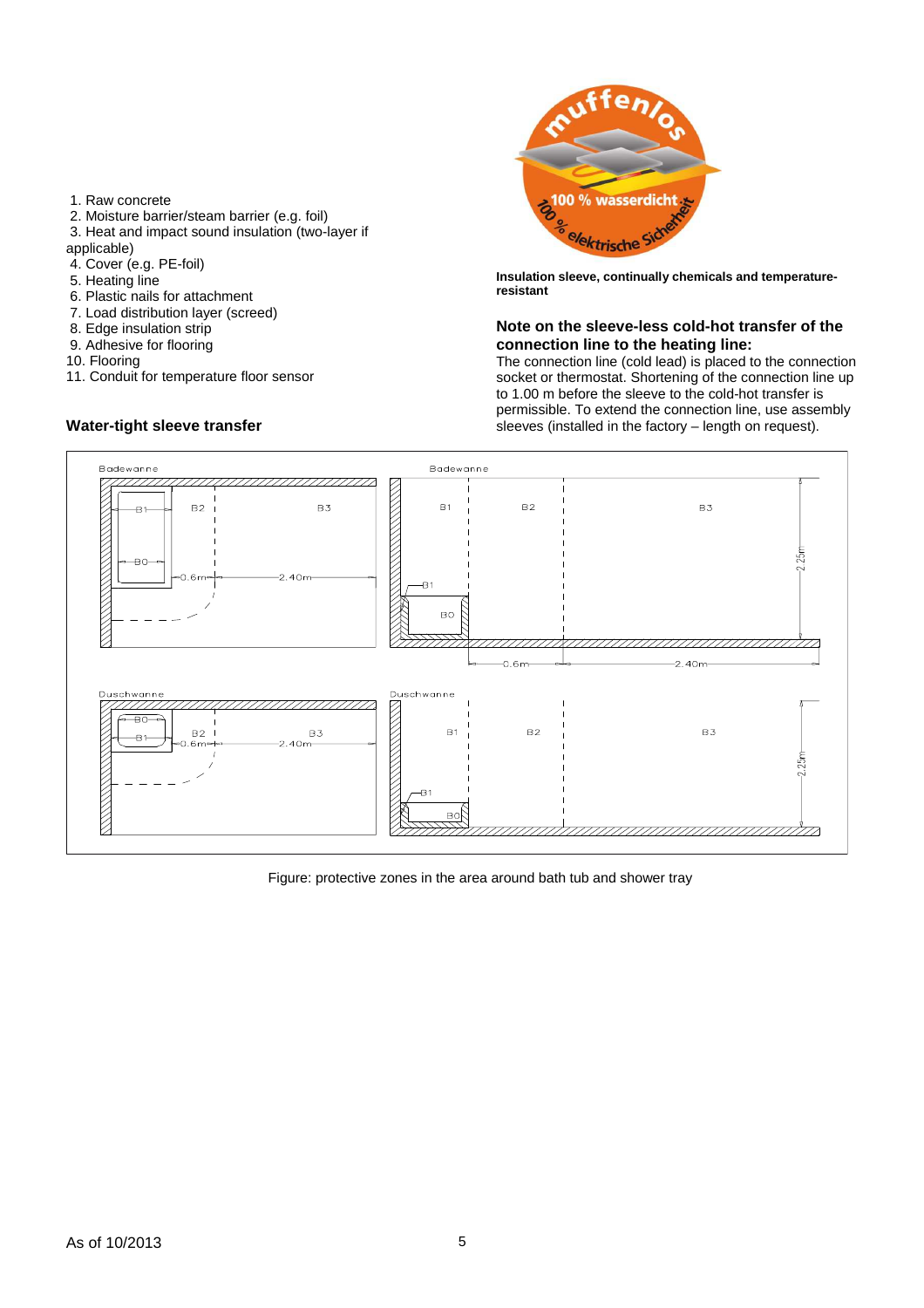1. Raw concrete
2. Moisture barrier/steam barrier (e.g. foil)
3. Heat and impact sound insulation (two-layer if applicable)
4. Cover (e.g. PE-foil)
5. Heating line
6. Plastic nails for attachment
7. Load distribution layer (screed)
8. Edge insulation strip
9. Adhesive for flooring
10. Flooring
11. Conduit for temperature floor sensor

## Water-tight sleeve transfer

**Insulation sleeve, continually chemicals and temperature-resistant**

### Note on the sleeve-less cold-hot transfer of the connection line to the heating line:

The connection line (cold lead) is placed to the connection socket or thermostat. Shortening of the connection line up to 1.00 m before the sleeve to the cold-hot transfer is permissible. To extend the connection line, use assembly sleeves (installed in the factory – length on request).

Figure: protective zones in the area around bath tub and shower tray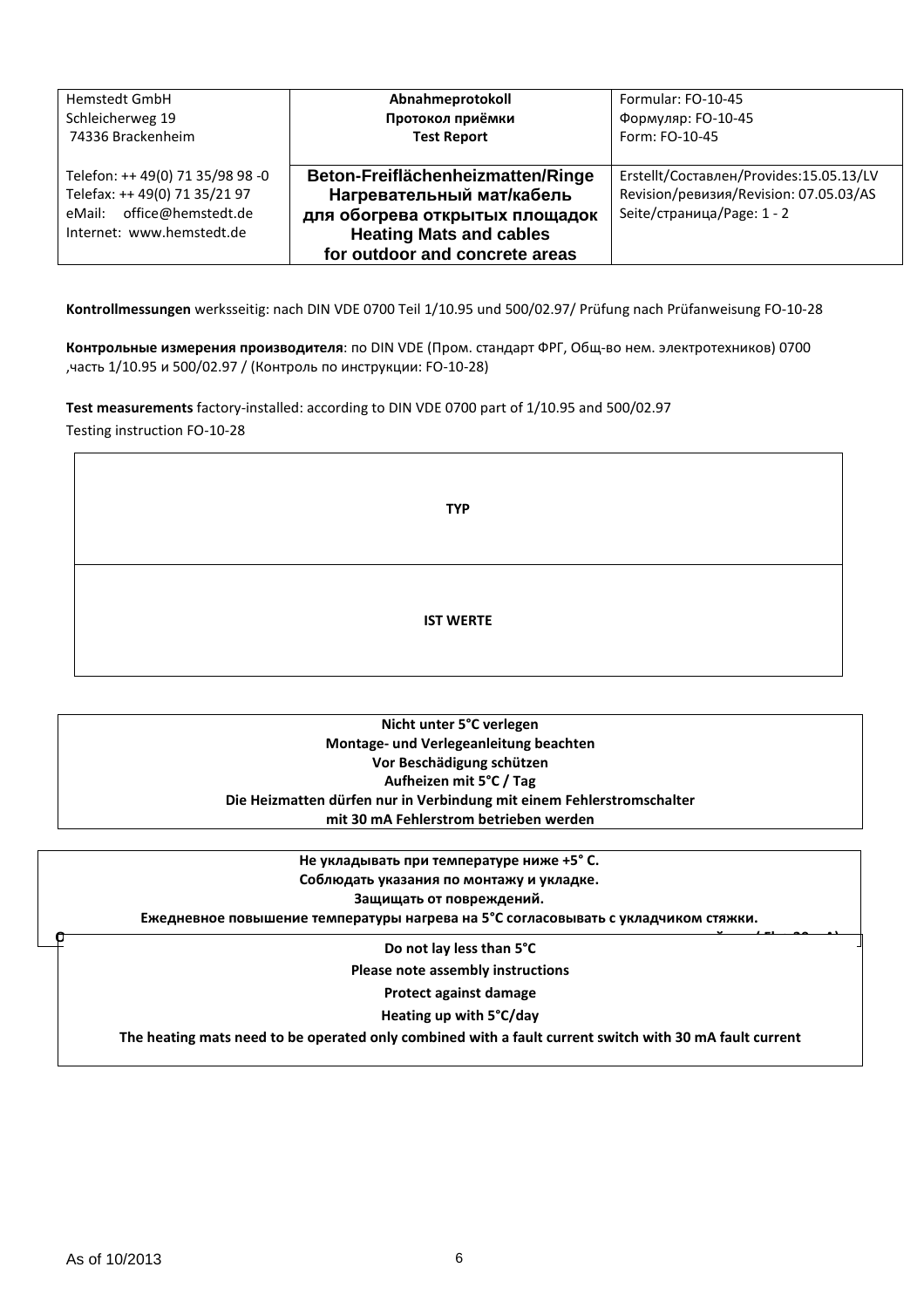| Hemstedt GmbH<br>Schleicherweg 19<br>74336 Brackenheim<br><br>Telefon: ++ 49(0) 71 35/98 98 -0<br>Telefax: ++ 49(0) 71 35/21 97<br>eMail: office@hemstedt.de<br>Internet: www.hemstedt.de | **Abnahmeprotokoll**<br>**Протокол приёмки**<br>**Test Report**<br><br>**Beton-Freiflächenheizmatten/Ringe**<br>**Нагревательный мат/кабель**<br>**для обогрева открытых площадок**<br>**Heating Mats and cables**<br>**for outdoor and concrete areas** | Formular: FO-10-45<br>Формуляр: FO-10-45<br>Form: FO-10-45<br><br>Erstellt/Составлен/Provides:15.05.13/LV<br>Revision/ревизия/Revision: 07.05.03/AS<br>Seite/страница/Page: 1 - 2 |
|---|---|---|

**Kontrollmessungen** werksseitig: nach DIN VDE 0700 Teil 1/10.95 und 500/02.97/ Prüfung nach Prüfanweisung FO-10-28

**Контрольные измерения производителя**: по DIN VDE (Пром. стандарт ФРГ, Общ-во нем. электротехников) 0700 ,часть 1/10.95 и 500/02.97 / (Контроль по инструкции: FO-10-28)

**Test measurements** factory-installed: according to DIN VDE 0700 part of 1/10.95 and 500/02.97
Testing instruction FO-10-28

| **TYP** |
|---|
| **IST WERTE** |

**Nicht unter 5°C verlegen**
**Montage- und Verlegeanleitung beachten**
**Vor Beschädigung schützen**
**Aufheizen mit 5°C / Tag**
**Die Heizmatten dürfen nur in Verbindung mit einem Fehlerstromschalter mit 30 mA Fehlerstrom betrieben werden**

**Не укладывать при температуре ниже +5° C.**
**Соблюдать указания по монтажу и укладке.**
**Защищать от повреждений.**
**Ежедневное повышение температуры нагрева на 5°C согласовывать с укладчиком стяжки.**

**Do not lay less than 5°C**
**Please note assembly instructions**
**Protect against damage**
**Heating up with 5°C/day**
**The heating mats need to be operated only combined with a fault current switch with 30 mA fault current**

As of 10/2013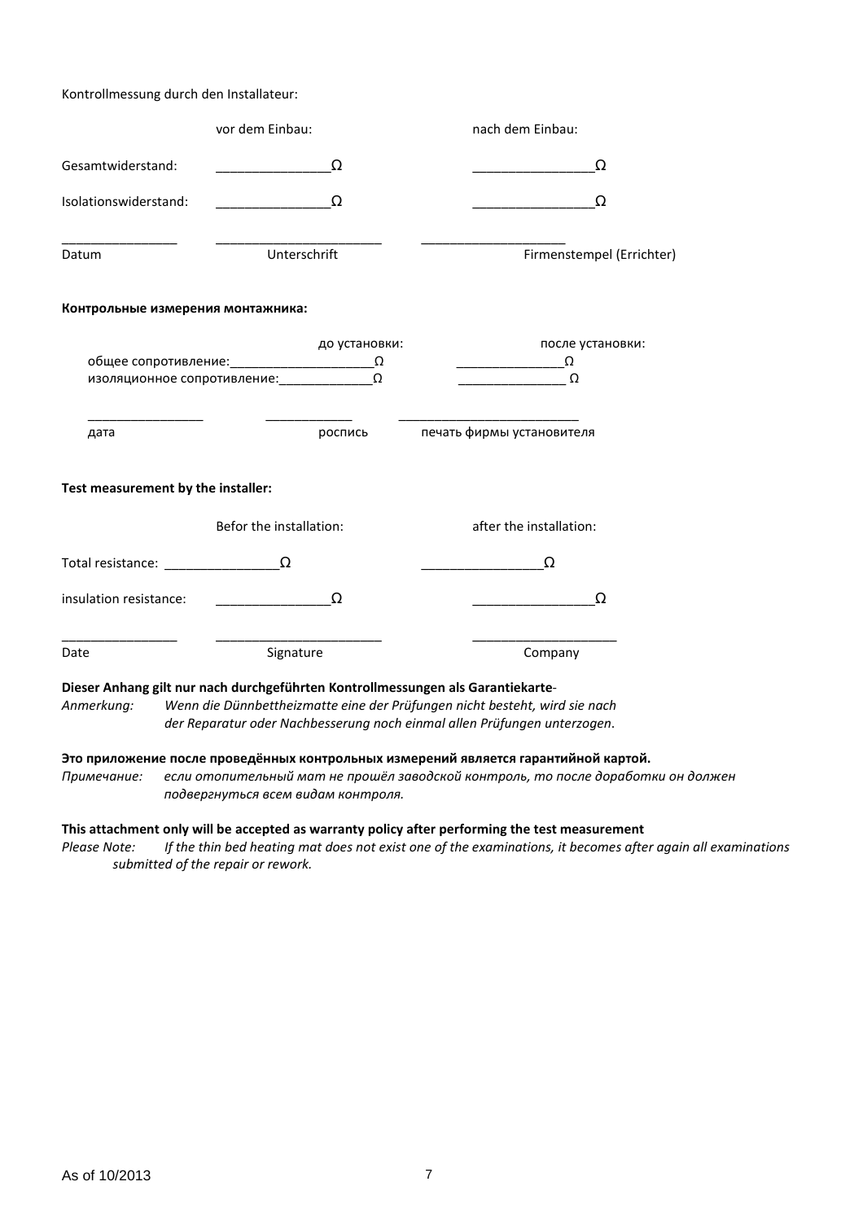Kontrollmessung durch den Installateur:

| | vor dem Einbau: | nach dem Einbau: |
|---|---|---|
| Gesamtwiderstand: | ________________Ω | _________________Ω |
| Isolationswiderstand: | ________________Ω | _________________Ω |

________________ ______________________ ____________________

Datum Unterschrift Firmenstempel (Errichter)

**Контрольные измерения монтажника:**

| | до установки: | после установки: |
|---|---|---|
| общее сопротивление: | ____________________Ω | _______________Ω |
| изоляционное сопротивление: | _____________Ω | _______________ Ω |

________________ ____________ _________________________

дата роспись печать фирмы установителя

**Test measurement by the installer:**

| | Befor the installation: | after the installation: |
|---|---|---|
| Total resistance: | ________________Ω | _________________Ω |
| insulation resistance: | ________________Ω | _________________Ω |

________________ ______________________ ____________________

Date Signature Company

**Dieser Anhang gilt nur nach durchgeführten Kontrollmessungen als Garantiekarte**-

*Anmerkung: Wenn die Dünnbettheizmatte eine der Prüfungen nicht besteht, wird sie nach der Reparatur oder Nachbesserung noch einmal allen Prüfungen unterzogen.*

**Это приложение после проведённых контрольных измерений является гарантийной картой.**

*Примечание: если отопительный мат не прошёл заводской контроль, то после доработки он должен подвергнуться всем видам контроля.*

**This attachment only will be accepted as warranty policy after performing the test measurement**

*Please Note: If the thin bed heating mat does not exist one of the examinations, it becomes after again all examinations submitted of the repair or rework.*

As of 10/2013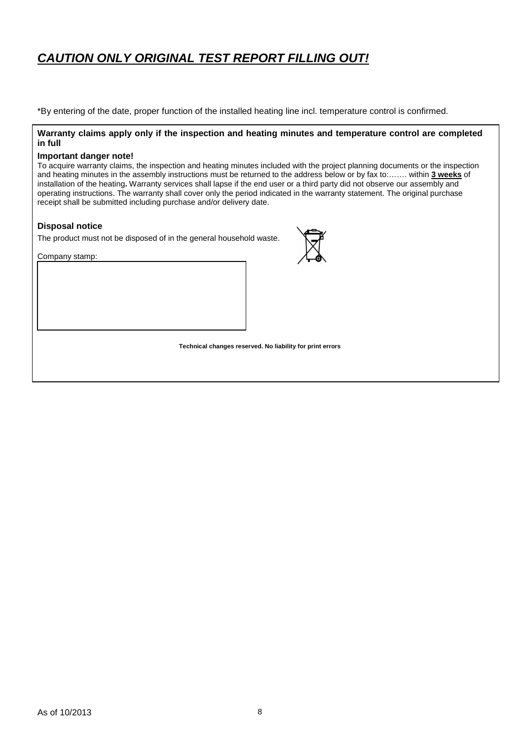# ***CAUTION ONLY ORIGINAL TEST REPORT FILLING OUT!***

*By entering of the date, proper function of the installed heating line incl. temperature control is confirmed.

**Warranty claims apply only if the inspection and heating minutes and temperature control are completed in full**

**Important danger note!**

To acquire warranty claims, the inspection and heating minutes included with the project planning documents or the inspection and heating minutes in the assembly instructions must be returned to the address below or by fax to:……. within **3 weeks** of installation of the heating**.** Warranty services shall lapse if the end user or a third party did not observe our assembly and operating instructions. The warranty shall cover only the period indicated in the warranty statement. The original purchase receipt shall be submitted including purchase and/or delivery date.

**Disposal notice**

The product must not be disposed of in the general household waste.

Company stamp:

**Technical changes reserved. No liability for print errors**

As of 10/2013